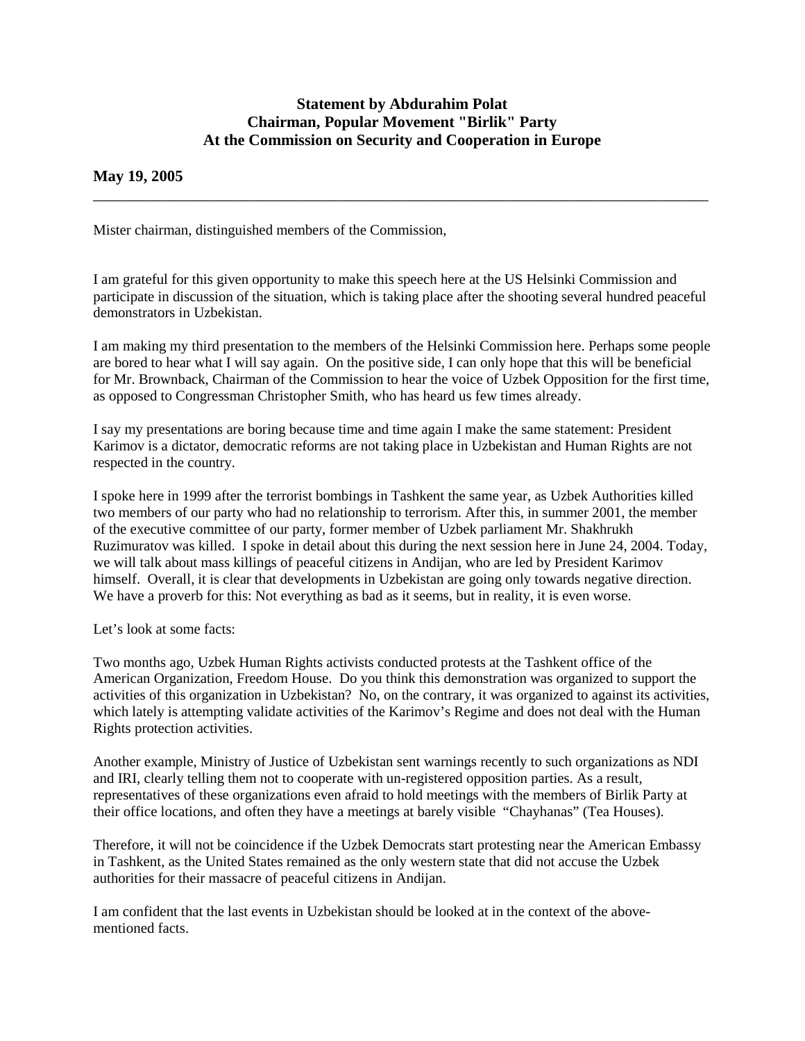**Statement by Abdurahim Polat**
**Chairman, Popular Movement "Birlik" Party**
**At the Commission on Security and Cooperation in Europe**

**May 19, 2005**

---

Mister chairman, distinguished members of the Commission,

I am grateful for this given opportunity to make this speech here at the US Helsinki Commission and participate in discussion of the situation, which is taking place after the shooting several hundred peaceful demonstrators in Uzbekistan.

I am making my third presentation to the members of the Helsinki Commission here. Perhaps some people are bored to hear what I will say again. On the positive side, I can only hope that this will be beneficial for Mr. Brownback, Chairman of the Commission to hear the voice of Uzbek Opposition for the first time, as opposed to Congressman Christopher Smith, who has heard us few times already.

I say my presentations are boring because time and time again I make the same statement: President Karimov is a dictator, democratic reforms are not taking place in Uzbekistan and Human Rights are not respected in the country.

I spoke here in 1999 after the terrorist bombings in Tashkent the same year, as Uzbek Authorities killed two members of our party who had no relationship to terrorism. After this, in summer 2001, the member of the executive committee of our party, former member of Uzbek parliament Mr. Shakhrukh Ruzimuratov was killed. I spoke in detail about this during the next session here in June 24, 2004. Today, we will talk about mass killings of peaceful citizens in Andijan, who are led by President Karimov himself. Overall, it is clear that developments in Uzbekistan are going only towards negative direction. We have a proverb for this: Not everything as bad as it seems, but in reality, it is even worse.

Let's look at some facts:

Two months ago, Uzbek Human Rights activists conducted protests at the Tashkent office of the American Organization, Freedom House. Do you think this demonstration was organized to support the activities of this organization in Uzbekistan? No, on the contrary, it was organized to against its activities, which lately is attempting validate activities of the Karimov's Regime and does not deal with the Human Rights protection activities.

Another example, Ministry of Justice of Uzbekistan sent warnings recently to such organizations as NDI and IRI, clearly telling them not to cooperate with un-registered opposition parties. As a result, representatives of these organizations even afraid to hold meetings with the members of Birlik Party at their office locations, and often they have a meetings at barely visible "Chayhanas" (Tea Houses).

Therefore, it will not be coincidence if the Uzbek Democrats start protesting near the American Embassy in Tashkent, as the United States remained as the only western state that did not accuse the Uzbek authorities for their massacre of peaceful citizens in Andijan.

I am confident that the last events in Uzbekistan should be looked at in the context of the above-mentioned facts.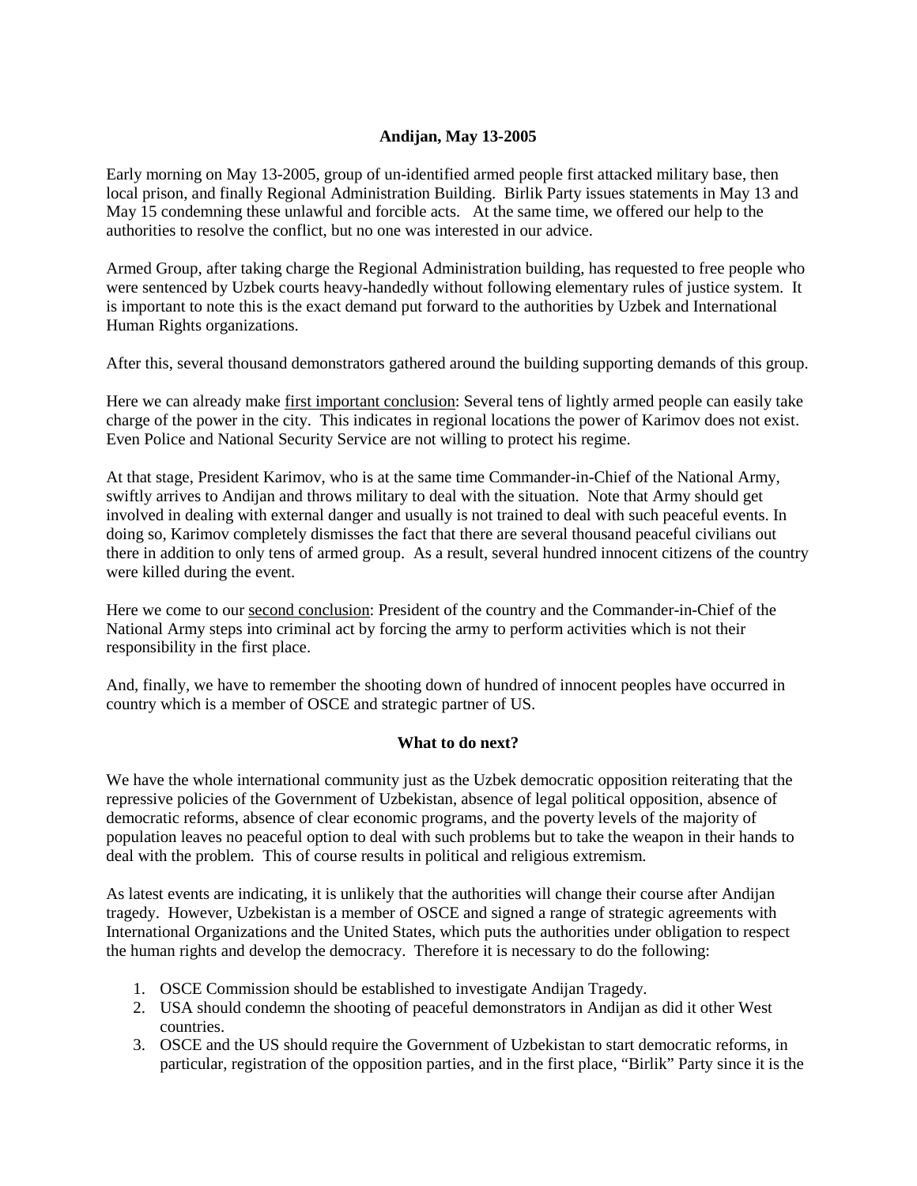**Andijan, May 13-2005**

Early morning on May 13-2005, group of un-identified armed people first attacked military base, then local prison, and finally Regional Administration Building. Birlik Party issues statements in May 13 and May 15 condemning these unlawful and forcible acts. At the same time, we offered our help to the authorities to resolve the conflict, but no one was interested in our advice.

Armed Group, after taking charge the Regional Administration building, has requested to free people who were sentenced by Uzbek courts heavy-handedly without following elementary rules of justice system. It is important to note this is the exact demand put forward to the authorities by Uzbek and International Human Rights organizations.

After this, several thousand demonstrators gathered around the building supporting demands of this group.

Here we can already make <u>first important conclusion</u>: Several tens of lightly armed people can easily take charge of the power in the city. This indicates in regional locations the power of Karimov does not exist. Even Police and National Security Service are not willing to protect his regime.

At that stage, President Karimov, who is at the same time Commander-in-Chief of the National Army, swiftly arrives to Andijan and throws military to deal with the situation. Note that Army should get involved in dealing with external danger and usually is not trained to deal with such peaceful events. In doing so, Karimov completely dismisses the fact that there are several thousand peaceful civilians out there in addition to only tens of armed group. As a result, several hundred innocent citizens of the country were killed during the event.

Here we come to our <u>second conclusion</u>: President of the country and the Commander-in-Chief of the National Army steps into criminal act by forcing the army to perform activities which is not their responsibility in the first place.

And, finally, we have to remember the shooting down of hundred of innocent peoples have occurred in country which is a member of OSCE and strategic partner of US.

**What to do next?**

We have the whole international community just as the Uzbek democratic opposition reiterating that the repressive policies of the Government of Uzbekistan, absence of legal political opposition, absence of democratic reforms, absence of clear economic programs, and the poverty levels of the majority of population leaves no peaceful option to deal with such problems but to take the weapon in their hands to deal with the problem. This of course results in political and religious extremism.

As latest events are indicating, it is unlikely that the authorities will change their course after Andijan tragedy. However, Uzbekistan is a member of OSCE and signed a range of strategic agreements with International Organizations and the United States, which puts the authorities under obligation to respect the human rights and develop the democracy. Therefore it is necessary to do the following:

1. OSCE Commission should be established to investigate Andijan Tragedy.
2. USA should condemn the shooting of peaceful demonstrators in Andijan as did it other West countries.
3. OSCE and the US should require the Government of Uzbekistan to start democratic reforms, in particular, registration of the opposition parties, and in the first place, "Birlik" Party since it is the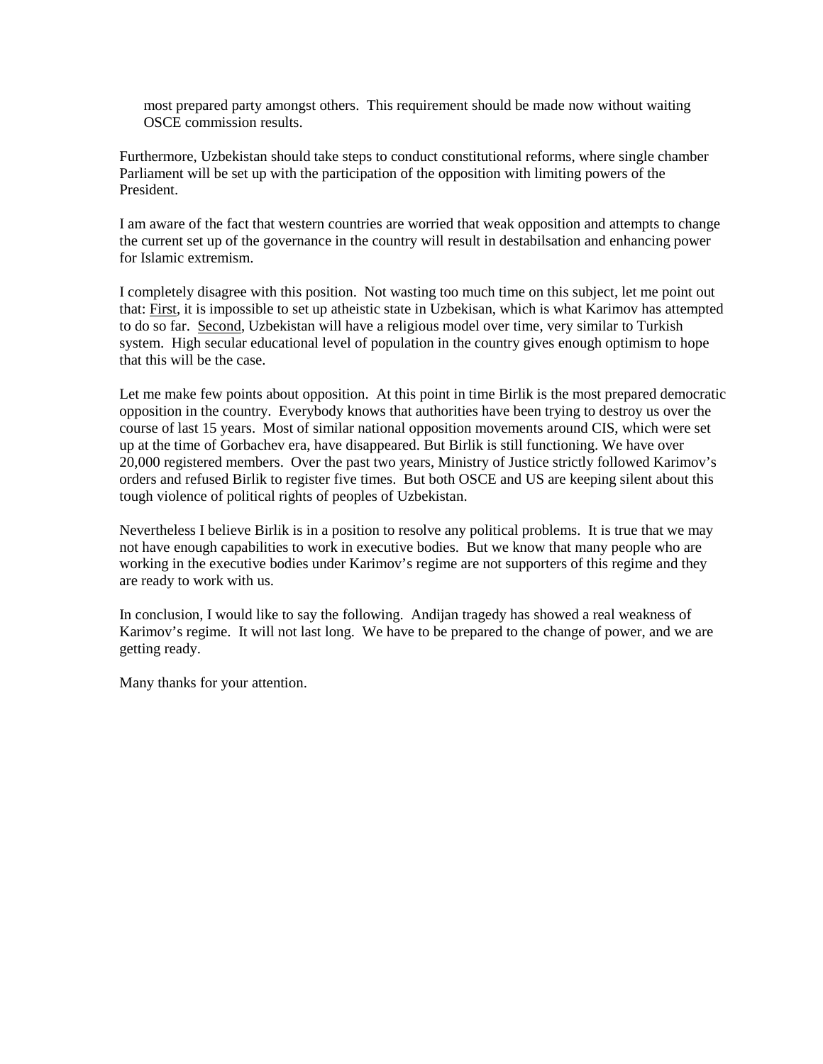most prepared party amongst others. This requirement should be made now without waiting OSCE commission results.

Furthermore, Uzbekistan should take steps to conduct constitutional reforms, where single chamber Parliament will be set up with the participation of the opposition with limiting powers of the President.

I am aware of the fact that western countries are worried that weak opposition and attempts to change the current set up of the governance in the country will result in destabilsation and enhancing power for Islamic extremism.

I completely disagree with this position. Not wasting too much time on this subject, let me point out that: First, it is impossible to set up atheistic state in Uzbekisan, which is what Karimov has attempted to do so far. Second, Uzbekistan will have a religious model over time, very similar to Turkish system. High secular educational level of population in the country gives enough optimism to hope that this will be the case.

Let me make few points about opposition. At this point in time Birlik is the most prepared democratic opposition in the country. Everybody knows that authorities have been trying to destroy us over the course of last 15 years. Most of similar national opposition movements around CIS, which were set up at the time of Gorbachev era, have disappeared. But Birlik is still functioning. We have over 20,000 registered members. Over the past two years, Ministry of Justice strictly followed Karimov's orders and refused Birlik to register five times. But both OSCE and US are keeping silent about this tough violence of political rights of peoples of Uzbekistan.

Nevertheless I believe Birlik is in a position to resolve any political problems. It is true that we may not have enough capabilities to work in executive bodies. But we know that many people who are working in the executive bodies under Karimov's regime are not supporters of this regime and they are ready to work with us.

In conclusion, I would like to say the following. Andijan tragedy has showed a real weakness of Karimov's regime. It will not last long. We have to be prepared to the change of power, and we are getting ready.

Many thanks for your attention.